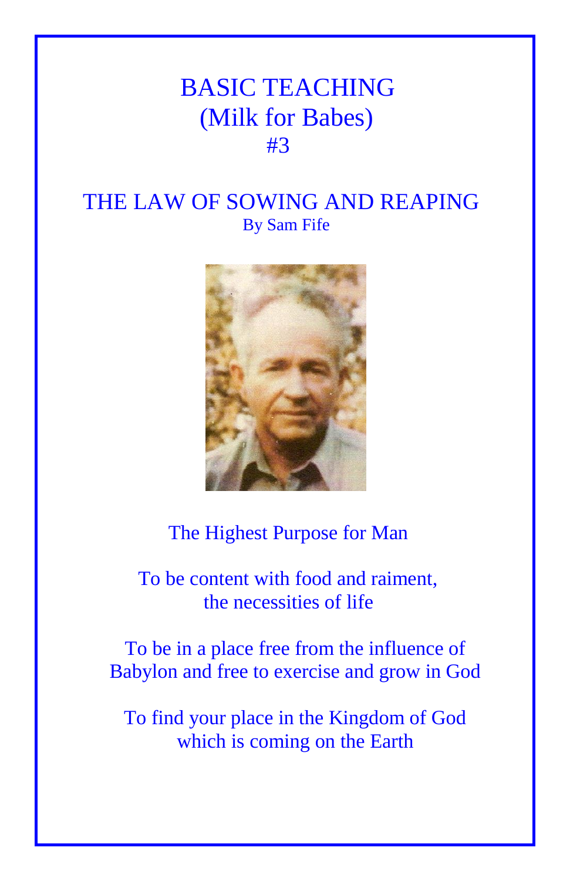# BASIC TEACHING
## (Milk for Babes)
## #3

# THE LAW OF SOWING AND REAPING

By Sam Fife

The Highest Purpose for Man

To be content with food and raiment, the necessities of life

To be in a place free from the influence of Babylon and free to exercise and grow in God

To find your place in the Kingdom of God which is coming on the Earth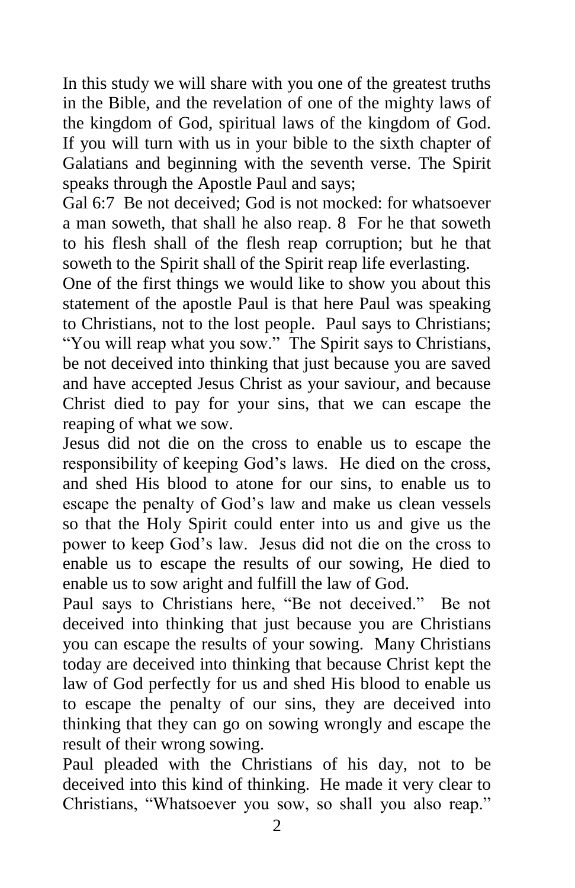In this study we will share with you one of the greatest truths in the Bible, and the revelation of one of the mighty laws of the kingdom of God, spiritual laws of the kingdom of God. If you will turn with us in your bible to the sixth chapter of Galatians and beginning with the seventh verse. The Spirit speaks through the Apostle Paul and says;

Gal 6:7 Be not deceived; God is not mocked: for whatsoever a man soweth, that shall he also reap. 8 For he that soweth to his flesh shall of the flesh reap corruption; but he that soweth to the Spirit shall of the Spirit reap life everlasting.

One of the first things we would like to show you about this statement of the apostle Paul is that here Paul was speaking to Christians, not to the lost people. Paul says to Christians; "You will reap what you sow." The Spirit says to Christians, be not deceived into thinking that just because you are saved and have accepted Jesus Christ as your saviour, and because Christ died to pay for your sins, that we can escape the reaping of what we sow.

Jesus did not die on the cross to enable us to escape the responsibility of keeping God's laws. He died on the cross, and shed His blood to atone for our sins, to enable us to escape the penalty of God's law and make us clean vessels so that the Holy Spirit could enter into us and give us the power to keep God's law. Jesus did not die on the cross to enable us to escape the results of our sowing, He died to enable us to sow aright and fulfill the law of God.

Paul says to Christians here, "Be not deceived." Be not deceived into thinking that just because you are Christians you can escape the results of your sowing. Many Christians today are deceived into thinking that because Christ kept the law of God perfectly for us and shed His blood to enable us to escape the penalty of our sins, they are deceived into thinking that they can go on sowing wrongly and escape the result of their wrong sowing.

Paul pleaded with the Christians of his day, not to be deceived into this kind of thinking. He made it very clear to Christians, "Whatsoever you sow, so shall you also reap."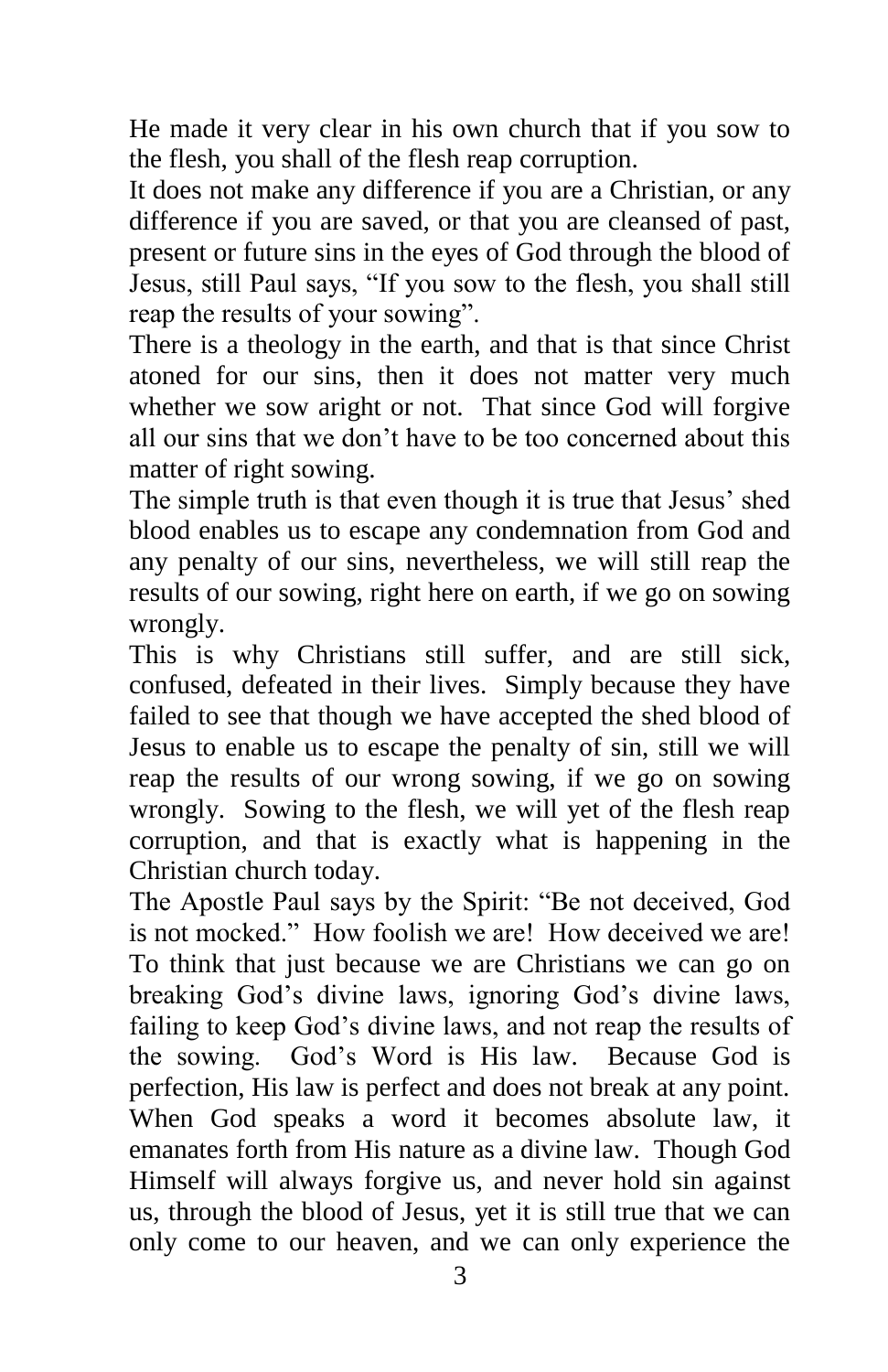He made it very clear in his own church that if you sow to the flesh, you shall of the flesh reap corruption.

It does not make any difference if you are a Christian, or any difference if you are saved, or that you are cleansed of past, present or future sins in the eyes of God through the blood of Jesus, still Paul says, "If you sow to the flesh, you shall still reap the results of your sowing".

There is a theology in the earth, and that is that since Christ atoned for our sins, then it does not matter very much whether we sow aright or not. That since God will forgive all our sins that we don't have to be too concerned about this matter of right sowing.

The simple truth is that even though it is true that Jesus' shed blood enables us to escape any condemnation from God and any penalty of our sins, nevertheless, we will still reap the results of our sowing, right here on earth, if we go on sowing wrongly.

This is why Christians still suffer, and are still sick, confused, defeated in their lives. Simply because they have failed to see that though we have accepted the shed blood of Jesus to enable us to escape the penalty of sin, still we will reap the results of our wrong sowing, if we go on sowing wrongly. Sowing to the flesh, we will yet of the flesh reap corruption, and that is exactly what is happening in the Christian church today.

The Apostle Paul says by the Spirit: "Be not deceived, God is not mocked." How foolish we are! How deceived we are! To think that just because we are Christians we can go on breaking God's divine laws, ignoring God's divine laws, failing to keep God's divine laws, and not reap the results of the sowing. God's Word is His law. Because God is perfection, His law is perfect and does not break at any point. When God speaks a word it becomes absolute law, it emanates forth from His nature as a divine law. Though God Himself will always forgive us, and never hold sin against us, through the blood of Jesus, yet it is still true that we can only come to our heaven, and we can only experience the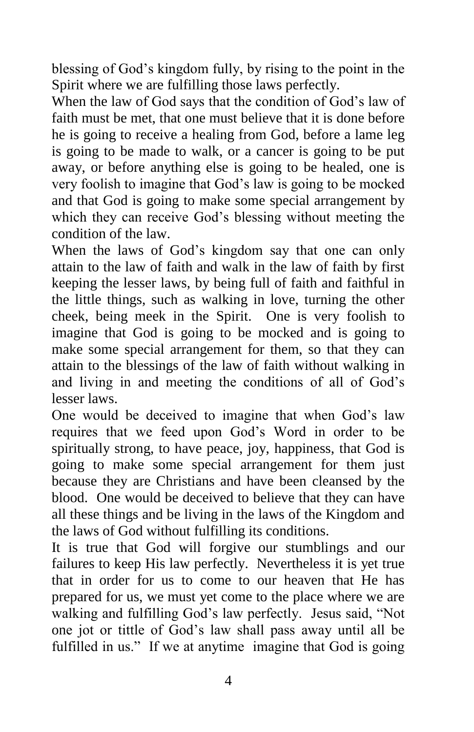blessing of God's kingdom fully, by rising to the point in the Spirit where we are fulfilling those laws perfectly.

When the law of God says that the condition of God's law of faith must be met, that one must believe that it is done before he is going to receive a healing from God, before a lame leg is going to be made to walk, or a cancer is going to be put away, or before anything else is going to be healed, one is very foolish to imagine that God's law is going to be mocked and that God is going to make some special arrangement by which they can receive God's blessing without meeting the condition of the law.

When the laws of God's kingdom say that one can only attain to the law of faith and walk in the law of faith by first keeping the lesser laws, by being full of faith and faithful in the little things, such as walking in love, turning the other cheek, being meek in the Spirit. One is very foolish to imagine that God is going to be mocked and is going to make some special arrangement for them, so that they can attain to the blessings of the law of faith without walking in and living in and meeting the conditions of all of God's lesser laws.

One would be deceived to imagine that when God's law requires that we feed upon God's Word in order to be spiritually strong, to have peace, joy, happiness, that God is going to make some special arrangement for them just because they are Christians and have been cleansed by the blood. One would be deceived to believe that they can have all these things and be living in the laws of the Kingdom and the laws of God without fulfilling its conditions.

It is true that God will forgive our stumblings and our failures to keep His law perfectly. Nevertheless it is yet true that in order for us to come to our heaven that He has prepared for us, we must yet come to the place where we are walking and fulfilling God's law perfectly. Jesus said, "Not one jot or tittle of God's law shall pass away until all be fulfilled in us." If we at anytime imagine that God is going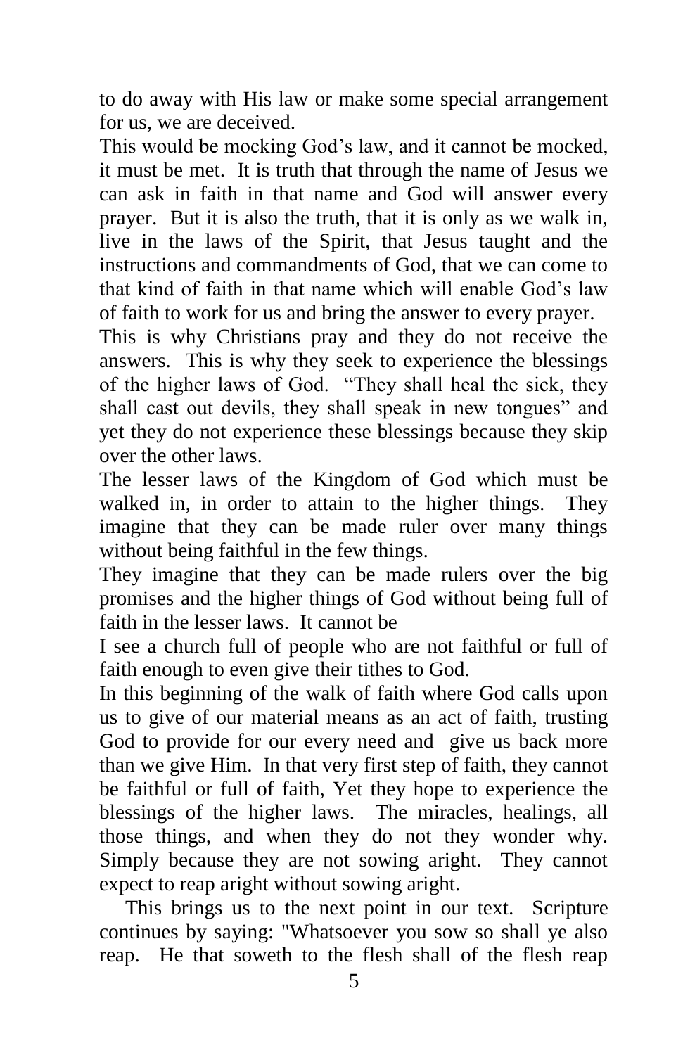to do away with His law or make some special arrangement for us, we are deceived.

This would be mocking God's law, and it cannot be mocked, it must be met. It is truth that through the name of Jesus we can ask in faith in that name and God will answer every prayer. But it is also the truth, that it is only as we walk in, live in the laws of the Spirit, that Jesus taught and the instructions and commandments of God, that we can come to that kind of faith in that name which will enable God's law of faith to work for us and bring the answer to every prayer.

This is why Christians pray and they do not receive the answers. This is why they seek to experience the blessings of the higher laws of God. "They shall heal the sick, they shall cast out devils, they shall speak in new tongues" and yet they do not experience these blessings because they skip over the other laws.

The lesser laws of the Kingdom of God which must be walked in, in order to attain to the higher things. They imagine that they can be made ruler over many things without being faithful in the few things.

They imagine that they can be made rulers over the big promises and the higher things of God without being full of faith in the lesser laws. It cannot be

I see a church full of people who are not faithful or full of faith enough to even give their tithes to God.

In this beginning of the walk of faith where God calls upon us to give of our material means as an act of faith, trusting God to provide for our every need and give us back more than we give Him. In that very first step of faith, they cannot be faithful or full of faith, Yet they hope to experience the blessings of the higher laws. The miracles, healings, all those things, and when they do not they wonder why. Simply because they are not sowing aright. They cannot expect to reap aright without sowing aright.

This brings us to the next point in our text. Scripture continues by saying: "Whatsoever you sow so shall ye also reap. He that soweth to the flesh shall of the flesh reap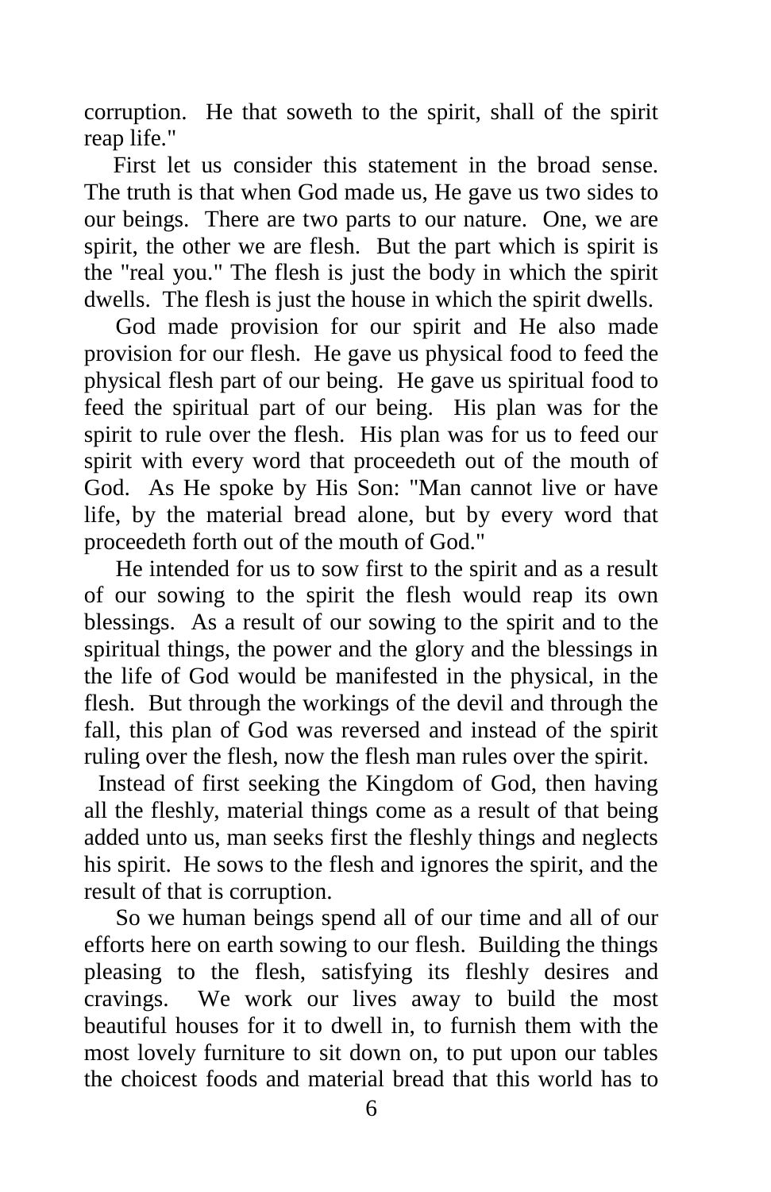corruption. He that soweth to the spirit, shall of the spirit reap life."

First let us consider this statement in the broad sense. The truth is that when God made us, He gave us two sides to our beings. There are two parts to our nature. One, we are spirit, the other we are flesh. But the part which is spirit is the "real you." The flesh is just the body in which the spirit dwells. The flesh is just the house in which the spirit dwells.

God made provision for our spirit and He also made provision for our flesh. He gave us physical food to feed the physical flesh part of our being. He gave us spiritual food to feed the spiritual part of our being. His plan was for the spirit to rule over the flesh. His plan was for us to feed our spirit with every word that proceedeth out of the mouth of God. As He spoke by His Son: "Man cannot live or have life, by the material bread alone, but by every word that proceedeth forth out of the mouth of God."

He intended for us to sow first to the spirit and as a result of our sowing to the spirit the flesh would reap its own blessings. As a result of our sowing to the spirit and to the spiritual things, the power and the glory and the blessings in the life of God would be manifested in the physical, in the flesh. But through the workings of the devil and through the fall, this plan of God was reversed and instead of the spirit ruling over the flesh, now the flesh man rules over the spirit.

Instead of first seeking the Kingdom of God, then having all the fleshly, material things come as a result of that being added unto us, man seeks first the fleshly things and neglects his spirit. He sows to the flesh and ignores the spirit, and the result of that is corruption.

So we human beings spend all of our time and all of our efforts here on earth sowing to our flesh. Building the things pleasing to the flesh, satisfying its fleshly desires and cravings. We work our lives away to build the most beautiful houses for it to dwell in, to furnish them with the most lovely furniture to sit down on, to put upon our tables the choicest foods and material bread that this world has to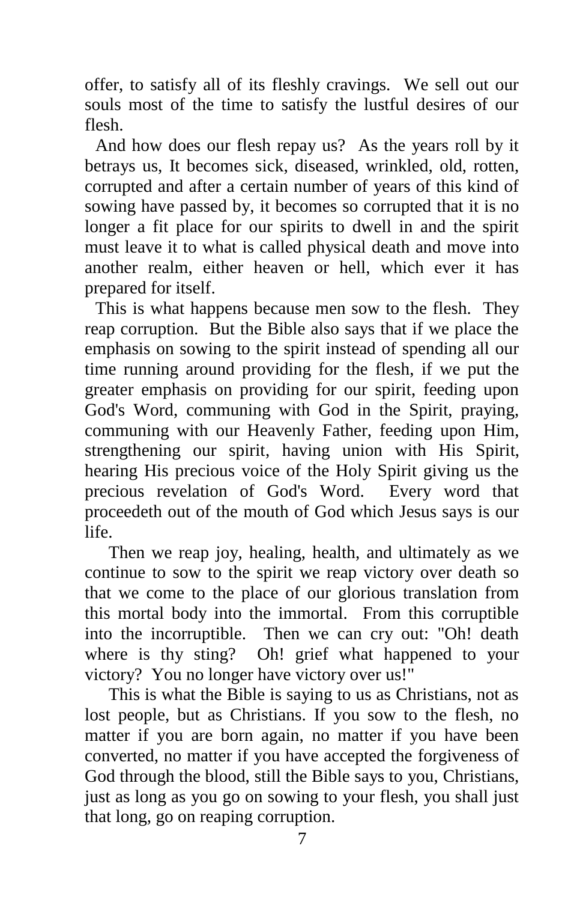offer, to satisfy all of its fleshly cravings. We sell out our souls most of the time to satisfy the lustful desires of our flesh.

And how does our flesh repay us? As the years roll by it betrays us, It becomes sick, diseased, wrinkled, old, rotten, corrupted and after a certain number of years of this kind of sowing have passed by, it becomes so corrupted that it is no longer a fit place for our spirits to dwell in and the spirit must leave it to what is called physical death and move into another realm, either heaven or hell, which ever it has prepared for itself.

This is what happens because men sow to the flesh. They reap corruption. But the Bible also says that if we place the emphasis on sowing to the spirit instead of spending all our time running around providing for the flesh, if we put the greater emphasis on providing for our spirit, feeding upon God's Word, communing with God in the Spirit, praying, communing with our Heavenly Father, feeding upon Him, strengthening our spirit, having union with His Spirit, hearing His precious voice of the Holy Spirit giving us the precious revelation of God's Word. Every word that proceedeth out of the mouth of God which Jesus says is our life.

Then we reap joy, healing, health, and ultimately as we continue to sow to the spirit we reap victory over death so that we come to the place of our glorious translation from this mortal body into the immortal. From this corruptible into the incorruptible. Then we can cry out: "Oh! death where is thy sting? Oh! grief what happened to your victory? You no longer have victory over us!"

This is what the Bible is saying to us as Christians, not as lost people, but as Christians. If you sow to the flesh, no matter if you are born again, no matter if you have been converted, no matter if you have accepted the forgiveness of God through the blood, still the Bible says to you, Christians, just as long as you go on sowing to your flesh, you shall just that long, go on reaping corruption.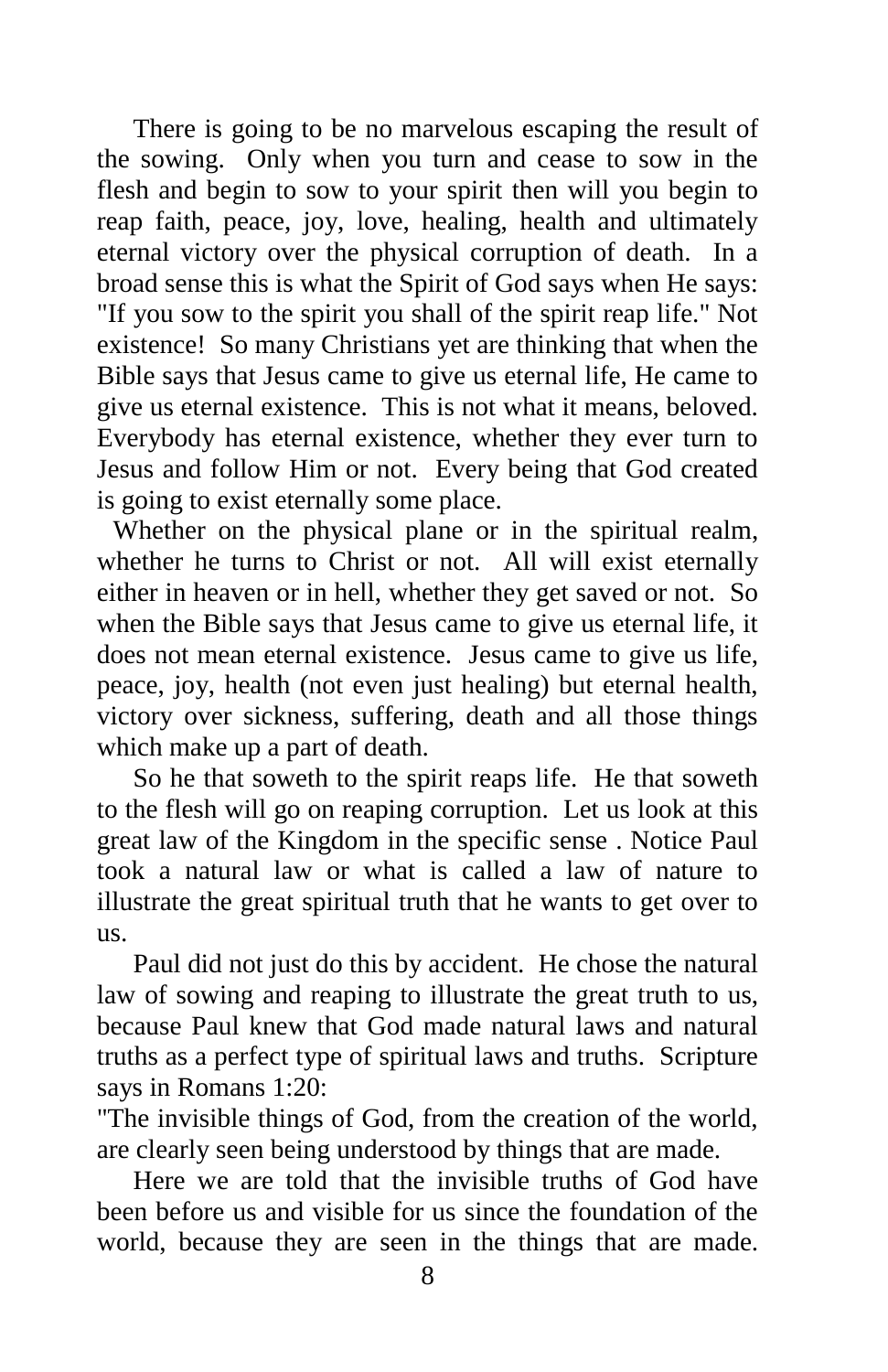There is going to be no marvelous escaping the result of the sowing. Only when you turn and cease to sow in the flesh and begin to sow to your spirit then will you begin to reap faith, peace, joy, love, healing, health and ultimately eternal victory over the physical corruption of death. In a broad sense this is what the Spirit of God says when He says: "If you sow to the spirit you shall of the spirit reap life." Not existence! So many Christians yet are thinking that when the Bible says that Jesus came to give us eternal life, He came to give us eternal existence. This is not what it means, beloved. Everybody has eternal existence, whether they ever turn to Jesus and follow Him or not. Every being that God created is going to exist eternally some place.

Whether on the physical plane or in the spiritual realm, whether he turns to Christ or not. All will exist eternally either in heaven or in hell, whether they get saved or not. So when the Bible says that Jesus came to give us eternal life, it does not mean eternal existence. Jesus came to give us life, peace, joy, health (not even just healing) but eternal health, victory over sickness, suffering, death and all those things which make up a part of death.

So he that soweth to the spirit reaps life. He that soweth to the flesh will go on reaping corruption. Let us look at this great law of the Kingdom in the specific sense . Notice Paul took a natural law or what is called a law of nature to illustrate the great spiritual truth that he wants to get over to us.

Paul did not just do this by accident. He chose the natural law of sowing and reaping to illustrate the great truth to us, because Paul knew that God made natural laws and natural truths as a perfect type of spiritual laws and truths. Scripture says in Romans 1:20:

"The invisible things of God, from the creation of the world, are clearly seen being understood by things that are made.

Here we are told that the invisible truths of God have been before us and visible for us since the foundation of the world, because they are seen in the things that are made.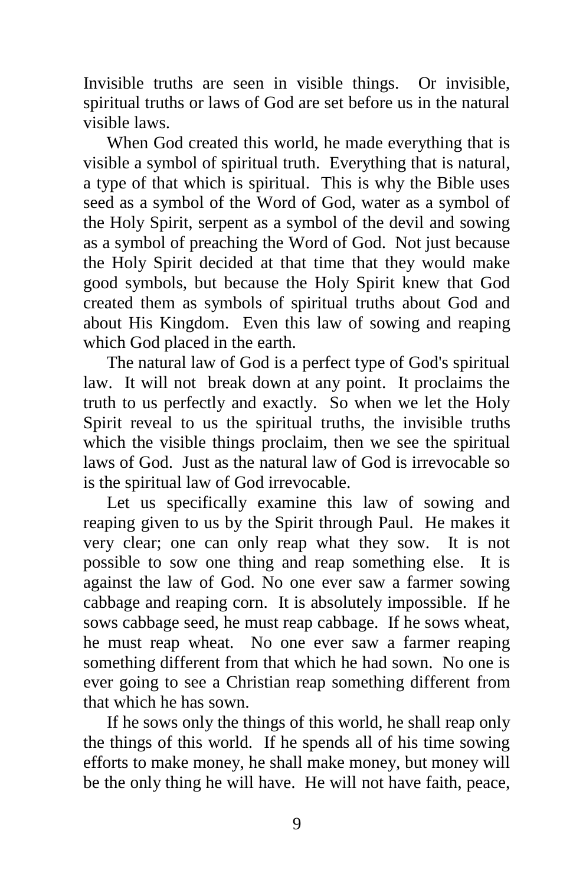Invisible truths are seen in visible things. Or invisible, spiritual truths or laws of God are set before us in the natural visible laws.

When God created this world, he made everything that is visible a symbol of spiritual truth. Everything that is natural, a type of that which is spiritual. This is why the Bible uses seed as a symbol of the Word of God, water as a symbol of the Holy Spirit, serpent as a symbol of the devil and sowing as a symbol of preaching the Word of God. Not just because the Holy Spirit decided at that time that they would make good symbols, but because the Holy Spirit knew that God created them as symbols of spiritual truths about God and about His Kingdom. Even this law of sowing and reaping which God placed in the earth.

The natural law of God is a perfect type of God's spiritual law. It will not break down at any point. It proclaims the truth to us perfectly and exactly. So when we let the Holy Spirit reveal to us the spiritual truths, the invisible truths which the visible things proclaim, then we see the spiritual laws of God. Just as the natural law of God is irrevocable so is the spiritual law of God irrevocable.

Let us specifically examine this law of sowing and reaping given to us by the Spirit through Paul. He makes it very clear; one can only reap what they sow. It is not possible to sow one thing and reap something else. It is against the law of God. No one ever saw a farmer sowing cabbage and reaping corn. It is absolutely impossible. If he sows cabbage seed, he must reap cabbage. If he sows wheat, he must reap wheat. No one ever saw a farmer reaping something different from that which he had sown. No one is ever going to see a Christian reap something different from that which he has sown.

If he sows only the things of this world, he shall reap only the things of this world. If he spends all of his time sowing efforts to make money, he shall make money, but money will be the only thing he will have. He will not have faith, peace,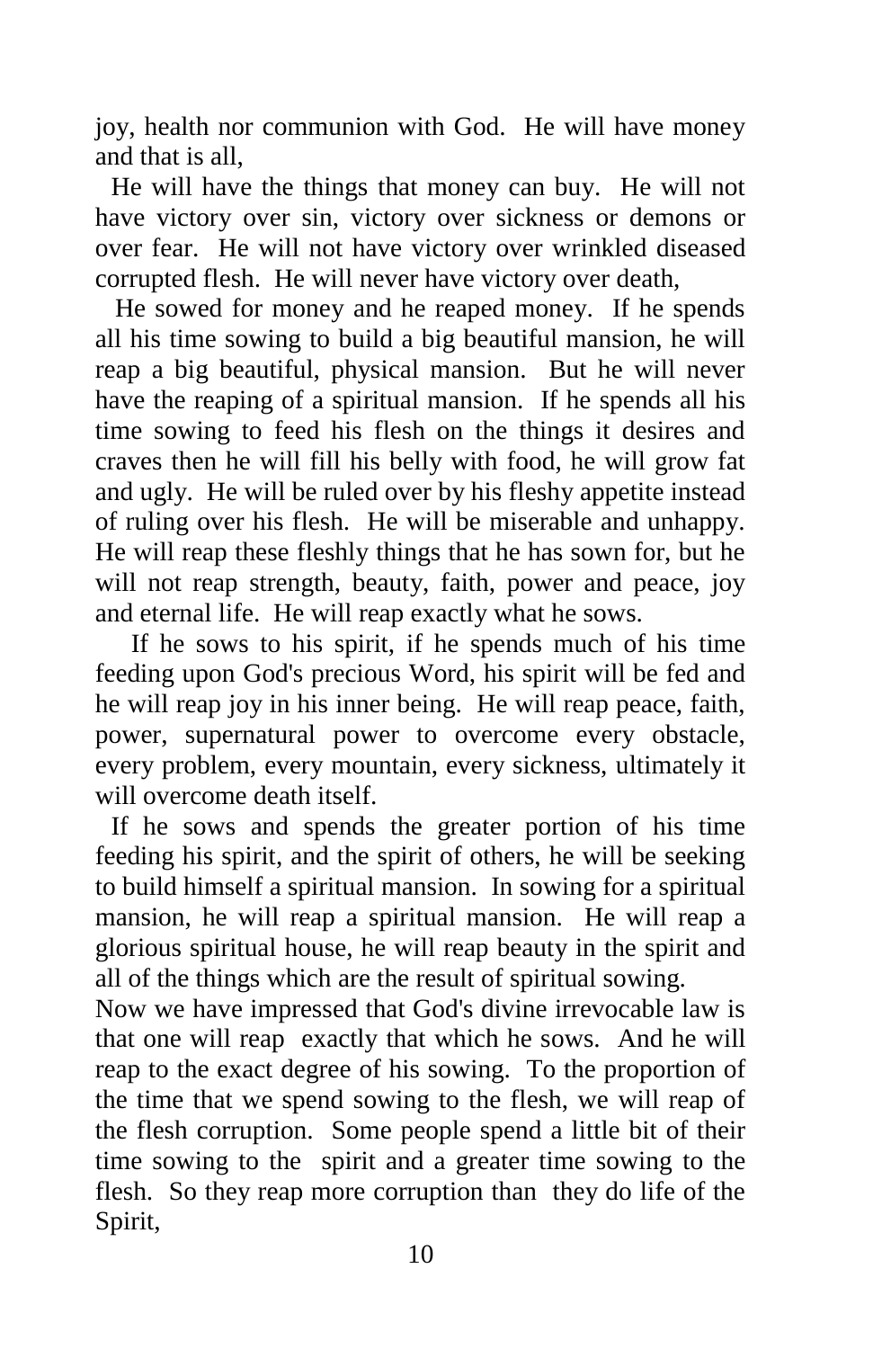joy, health nor communion with God. He will have money and that is all,

He will have the things that money can buy. He will not have victory over sin, victory over sickness or demons or over fear. He will not have victory over wrinkled diseased corrupted flesh. He will never have victory over death,

He sowed for money and he reaped money. If he spends all his time sowing to build a big beautiful mansion, he will reap a big beautiful, physical mansion. But he will never have the reaping of a spiritual mansion. If he spends all his time sowing to feed his flesh on the things it desires and craves then he will fill his belly with food, he will grow fat and ugly. He will be ruled over by his fleshy appetite instead of ruling over his flesh. He will be miserable and unhappy. He will reap these fleshly things that he has sown for, but he will not reap strength, beauty, faith, power and peace, joy and eternal life. He will reap exactly what he sows.

If he sows to his spirit, if he spends much of his time feeding upon God's precious Word, his spirit will be fed and he will reap joy in his inner being. He will reap peace, faith, power, supernatural power to overcome every obstacle, every problem, every mountain, every sickness, ultimately it will overcome death itself.

If he sows and spends the greater portion of his time feeding his spirit, and the spirit of others, he will be seeking to build himself a spiritual mansion. In sowing for a spiritual mansion, he will reap a spiritual mansion. He will reap a glorious spiritual house, he will reap beauty in the spirit and all of the things which are the result of spiritual sowing.

Now we have impressed that God's divine irrevocable law is that one will reap exactly that which he sows. And he will reap to the exact degree of his sowing. To the proportion of the time that we spend sowing to the flesh, we will reap of the flesh corruption. Some people spend a little bit of their time sowing to the spirit and a greater time sowing to the flesh. So they reap more corruption than they do life of the Spirit,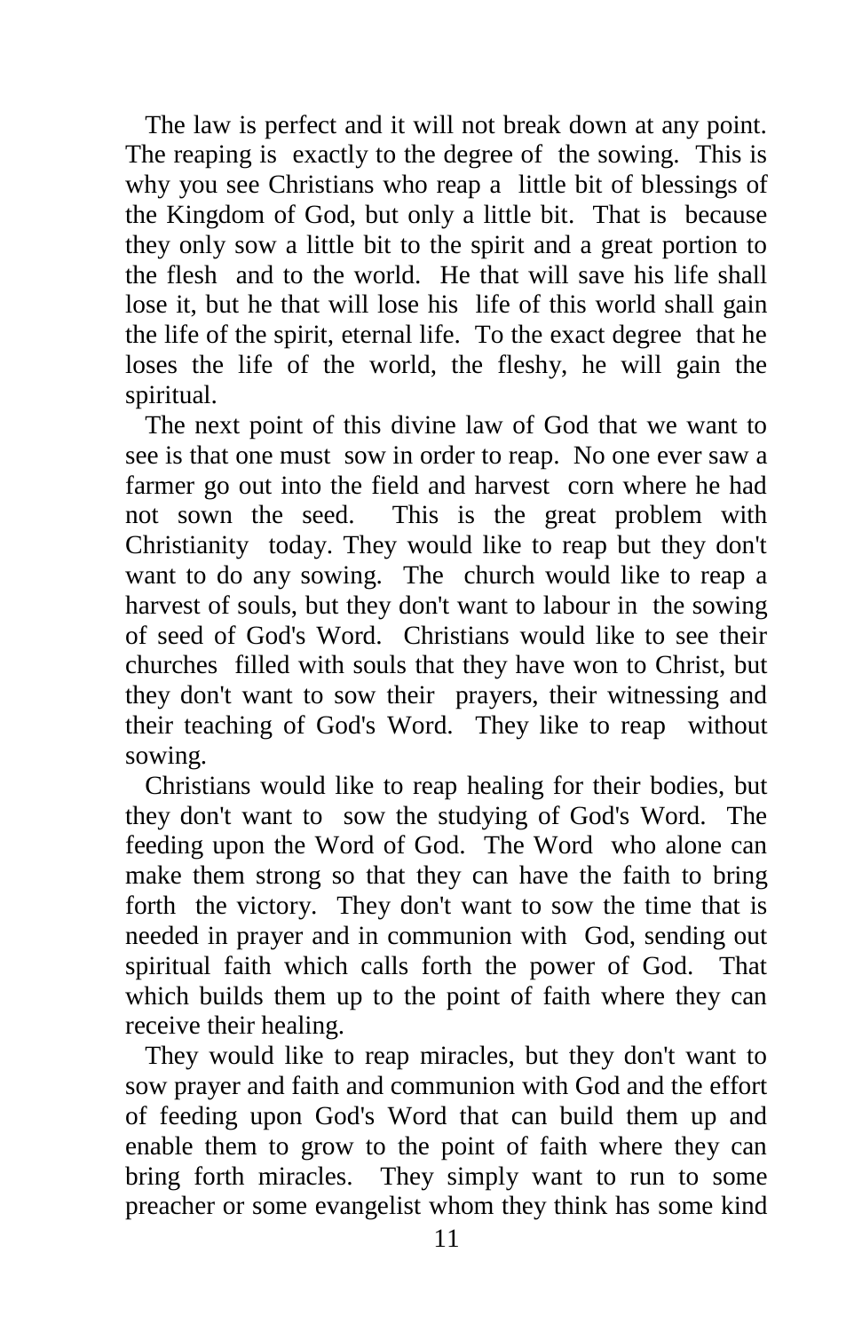The law is perfect and it will not break down at any point. The reaping is exactly to the degree of the sowing. This is why you see Christians who reap a little bit of blessings of the Kingdom of God, but only a little bit. That is because they only sow a little bit to the spirit and a great portion to the flesh and to the world. He that will save his life shall lose it, but he that will lose his life of this world shall gain the life of the spirit, eternal life. To the exact degree that he loses the life of the world, the fleshy, he will gain the spiritual.

The next point of this divine law of God that we want to see is that one must sow in order to reap. No one ever saw a farmer go out into the field and harvest corn where he had not sown the seed. This is the great problem with Christianity today. They would like to reap but they don't want to do any sowing. The church would like to reap a harvest of souls, but they don't want to labour in the sowing of seed of God's Word. Christians would like to see their churches filled with souls that they have won to Christ, but they don't want to sow their prayers, their witnessing and their teaching of God's Word. They like to reap without sowing.

Christians would like to reap healing for their bodies, but they don't want to sow the studying of God's Word. The feeding upon the Word of God. The Word who alone can make them strong so that they can have the faith to bring forth the victory. They don't want to sow the time that is needed in prayer and in communion with God, sending out spiritual faith which calls forth the power of God. That which builds them up to the point of faith where they can receive their healing.

They would like to reap miracles, but they don't want to sow prayer and faith and communion with God and the effort of feeding upon God's Word that can build them up and enable them to grow to the point of faith where they can bring forth miracles. They simply want to run to some preacher or some evangelist whom they think has some kind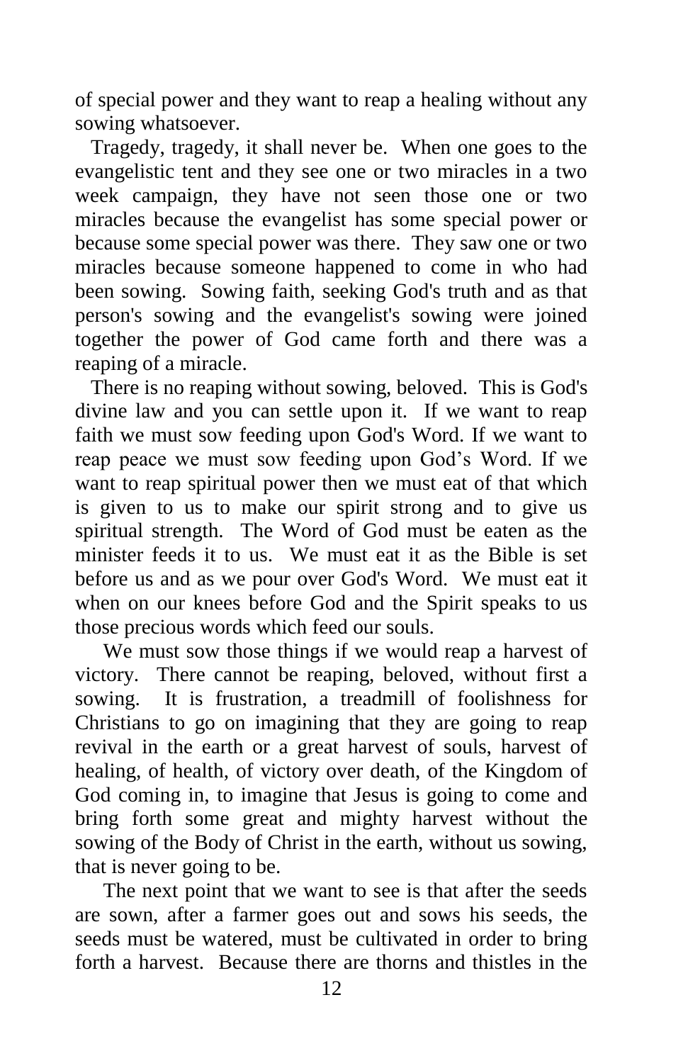of special power and they want to reap a healing without any sowing whatsoever.

Tragedy, tragedy, it shall never be. When one goes to the evangelistic tent and they see one or two miracles in a two week campaign, they have not seen those one or two miracles because the evangelist has some special power or because some special power was there. They saw one or two miracles because someone happened to come in who had been sowing. Sowing faith, seeking God's truth and as that person's sowing and the evangelist's sowing were joined together the power of God came forth and there was a reaping of a miracle.

There is no reaping without sowing, beloved. This is God's divine law and you can settle upon it. If we want to reap faith we must sow feeding upon God's Word. If we want to reap peace we must sow feeding upon God's Word. If we want to reap spiritual power then we must eat of that which is given to us to make our spirit strong and to give us spiritual strength. The Word of God must be eaten as the minister feeds it to us. We must eat it as the Bible is set before us and as we pour over God's Word. We must eat it when on our knees before God and the Spirit speaks to us those precious words which feed our souls.

We must sow those things if we would reap a harvest of victory. There cannot be reaping, beloved, without first a sowing. It is frustration, a treadmill of foolishness for Christians to go on imagining that they are going to reap revival in the earth or a great harvest of souls, harvest of healing, of health, of victory over death, of the Kingdom of God coming in, to imagine that Jesus is going to come and bring forth some great and mighty harvest without the sowing of the Body of Christ in the earth, without us sowing, that is never going to be.

The next point that we want to see is that after the seeds are sown, after a farmer goes out and sows his seeds, the seeds must be watered, must be cultivated in order to bring forth a harvest. Because there are thorns and thistles in the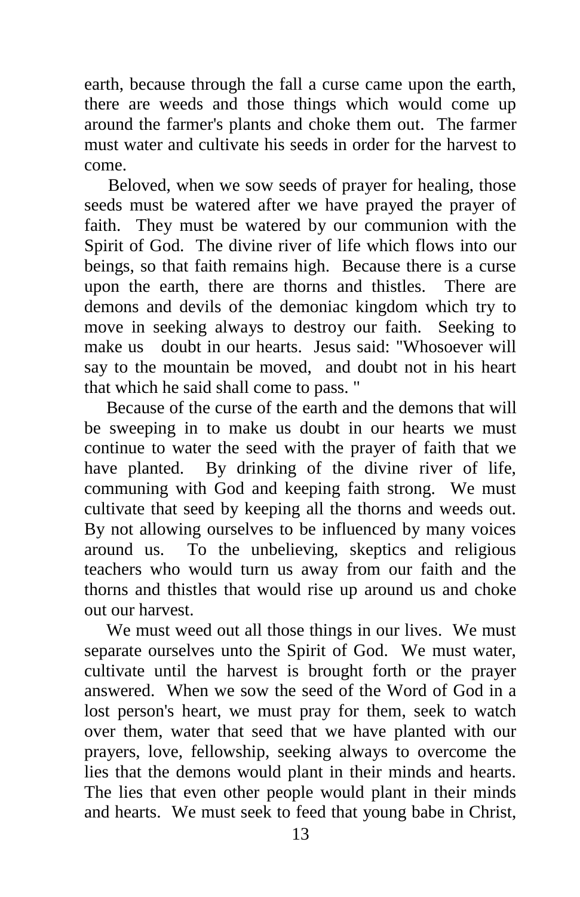earth, because through the fall a curse came upon the earth, there are weeds and those things which would come up around the farmer's plants and choke them out. The farmer must water and cultivate his seeds in order for the harvest to come.

Beloved, when we sow seeds of prayer for healing, those seeds must be watered after we have prayed the prayer of faith. They must be watered by our communion with the Spirit of God. The divine river of life which flows into our beings, so that faith remains high. Because there is a curse upon the earth, there are thorns and thistles. There are demons and devils of the demoniac kingdom which try to move in seeking always to destroy our faith. Seeking to make us doubt in our hearts. Jesus said: "Whosoever will say to the mountain be moved, and doubt not in his heart that which he said shall come to pass. "

Because of the curse of the earth and the demons that will be sweeping in to make us doubt in our hearts we must continue to water the seed with the prayer of faith that we have planted. By drinking of the divine river of life, communing with God and keeping faith strong. We must cultivate that seed by keeping all the thorns and weeds out. By not allowing ourselves to be influenced by many voices around us. To the unbelieving, skeptics and religious teachers who would turn us away from our faith and the thorns and thistles that would rise up around us and choke out our harvest.

We must weed out all those things in our lives. We must separate ourselves unto the Spirit of God. We must water, cultivate until the harvest is brought forth or the prayer answered. When we sow the seed of the Word of God in a lost person's heart, we must pray for them, seek to watch over them, water that seed that we have planted with our prayers, love, fellowship, seeking always to overcome the lies that the demons would plant in their minds and hearts. The lies that even other people would plant in their minds and hearts. We must seek to feed that young babe in Christ,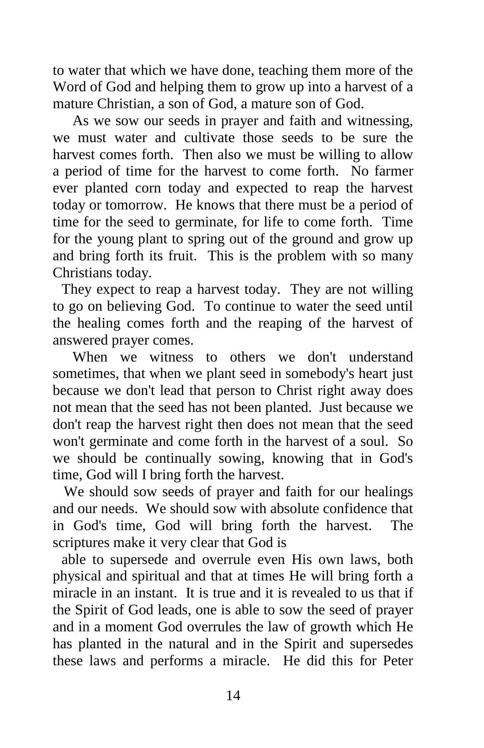to water that which we have done, teaching them more of the Word of God and helping them to grow up into a harvest of a mature Christian, a son of God, a mature son of God.

As we sow our seeds in prayer and faith and witnessing, we must water and cultivate those seeds to be sure the harvest comes forth. Then also we must be willing to allow a period of time for the harvest to come forth. No farmer ever planted corn today and expected to reap the harvest today or tomorrow. He knows that there must be a period of time for the seed to germinate, for life to come forth. Time for the young plant to spring out of the ground and grow up and bring forth its fruit. This is the problem with so many Christians today.

They expect to reap a harvest today. They are not willing to go on believing God. To continue to water the seed until the healing comes forth and the reaping of the harvest of answered prayer comes.

When we witness to others we don't understand sometimes, that when we plant seed in somebody's heart just because we don't lead that person to Christ right away does not mean that the seed has not been planted. Just because we don't reap the harvest right then does not mean that the seed won't germinate and come forth in the harvest of a soul. So we should be continually sowing, knowing that in God's time, God will I bring forth the harvest.

We should sow seeds of prayer and faith for our healings and our needs. We should sow with absolute confidence that in God's time, God will bring forth the harvest. The scriptures make it very clear that God is able to supersede and overrule even His own laws, both physical and spiritual and that at times He will bring forth a miracle in an instant. It is true and it is revealed to us that if the Spirit of God leads, one is able to sow the seed of prayer and in a moment God overrules the law of growth which He has planted in the natural and in the Spirit and supersedes these laws and performs a miracle. He did this for Peter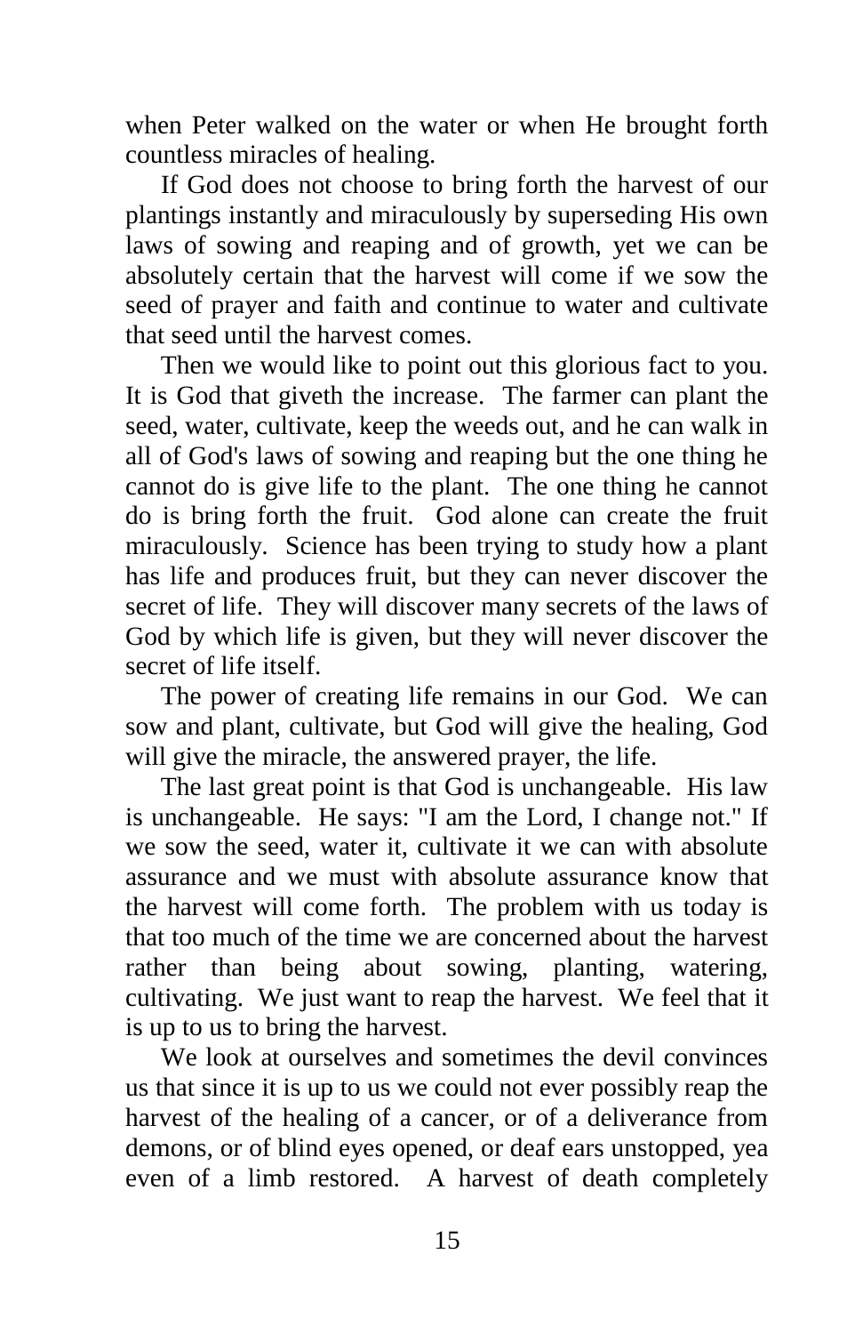when Peter walked on the water or when He brought forth countless miracles of healing.

If God does not choose to bring forth the harvest of our plantings instantly and miraculously by superseding His own laws of sowing and reaping and of growth, yet we can be absolutely certain that the harvest will come if we sow the seed of prayer and faith and continue to water and cultivate that seed until the harvest comes.

Then we would like to point out this glorious fact to you. It is God that giveth the increase. The farmer can plant the seed, water, cultivate, keep the weeds out, and he can walk in all of God's laws of sowing and reaping but the one thing he cannot do is give life to the plant. The one thing he cannot do is bring forth the fruit. God alone can create the fruit miraculously. Science has been trying to study how a plant has life and produces fruit, but they can never discover the secret of life. They will discover many secrets of the laws of God by which life is given, but they will never discover the secret of life itself.

The power of creating life remains in our God. We can sow and plant, cultivate, but God will give the healing, God will give the miracle, the answered prayer, the life.

The last great point is that God is unchangeable. His law is unchangeable. He says: "I am the Lord, I change not." If we sow the seed, water it, cultivate it we can with absolute assurance and we must with absolute assurance know that the harvest will come forth. The problem with us today is that too much of the time we are concerned about the harvest rather than being about sowing, planting, watering, cultivating. We just want to reap the harvest. We feel that it is up to us to bring the harvest.

We look at ourselves and sometimes the devil convinces us that since it is up to us we could not ever possibly reap the harvest of the healing of a cancer, or of a deliverance from demons, or of blind eyes opened, or deaf ears unstopped, yea even of a limb restored. A harvest of death completely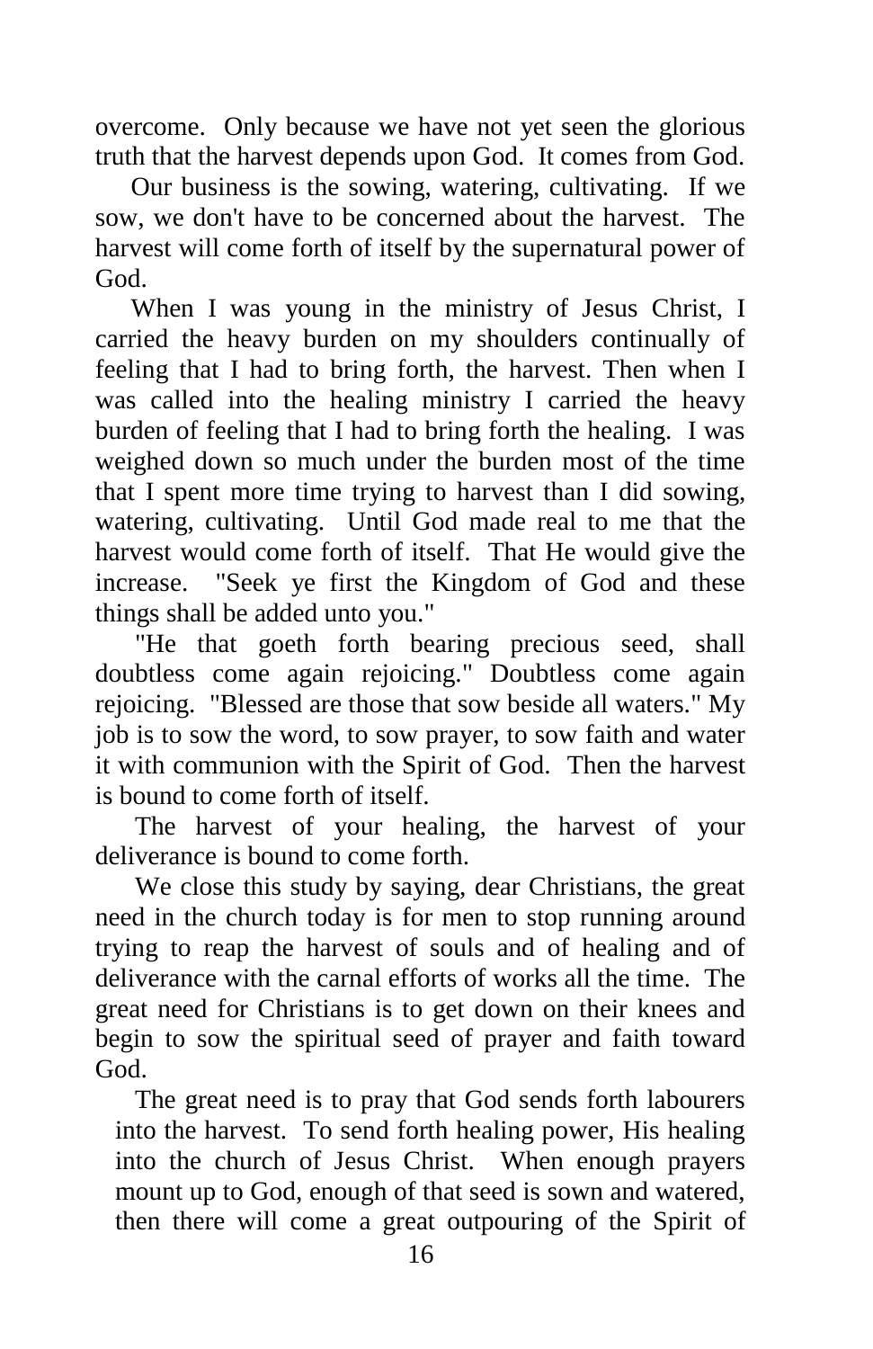overcome. Only because we have not yet seen the glorious truth that the harvest depends upon God. It comes from God.

Our business is the sowing, watering, cultivating. If we sow, we don't have to be concerned about the harvest. The harvest will come forth of itself by the supernatural power of God.

When I was young in the ministry of Jesus Christ, I carried the heavy burden on my shoulders continually of feeling that I had to bring forth, the harvest. Then when I was called into the healing ministry I carried the heavy burden of feeling that I had to bring forth the healing. I was weighed down so much under the burden most of the time that I spent more time trying to harvest than I did sowing, watering, cultivating. Until God made real to me that the harvest would come forth of itself. That He would give the increase. "Seek ye first the Kingdom of God and these things shall be added unto you."

"He that goeth forth bearing precious seed, shall doubtless come again rejoicing." Doubtless come again rejoicing. "Blessed are those that sow beside all waters." My job is to sow the word, to sow prayer, to sow faith and water it with communion with the Spirit of God. Then the harvest is bound to come forth of itself.

The harvest of your healing, the harvest of your deliverance is bound to come forth.

We close this study by saying, dear Christians, the great need in the church today is for men to stop running around trying to reap the harvest of souls and of healing and of deliverance with the carnal efforts of works all the time. The great need for Christians is to get down on their knees and begin to sow the spiritual seed of prayer and faith toward God.

The great need is to pray that God sends forth labourers into the harvest. To send forth healing power, His healing into the church of Jesus Christ. When enough prayers mount up to God, enough of that seed is sown and watered, then there will come a great outpouring of the Spirit of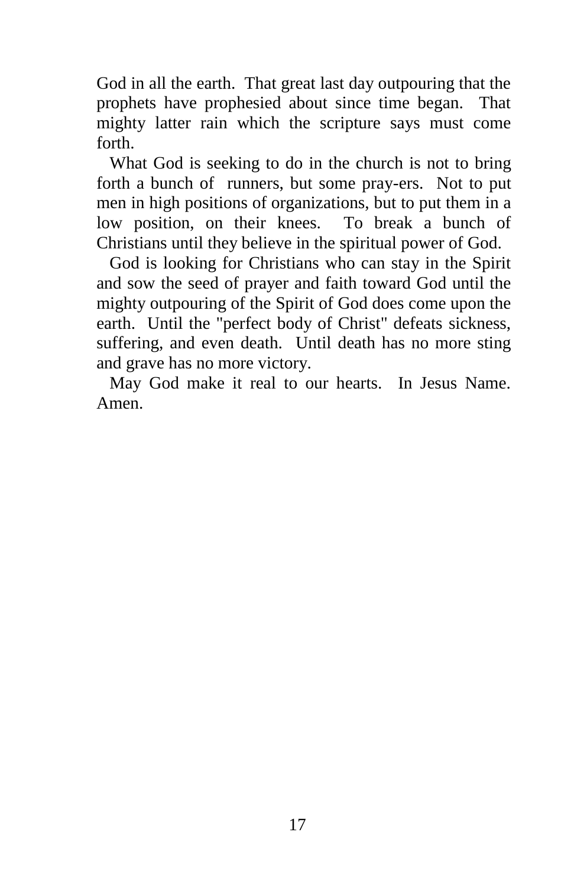God in all the earth. That great last day outpouring that the prophets have prophesied about since time began. That mighty latter rain which the scripture says must come forth.

What God is seeking to do in the church is not to bring forth a bunch of runners, but some pray-ers. Not to put men in high positions of organizations, but to put them in a low position, on their knees. To break a bunch of Christians until they believe in the spiritual power of God.

God is looking for Christians who can stay in the Spirit and sow the seed of prayer and faith toward God until the mighty outpouring of the Spirit of God does come upon the earth. Until the "perfect body of Christ" defeats sickness, suffering, and even death. Until death has no more sting and grave has no more victory.

May God make it real to our hearts. In Jesus Name. Amen.